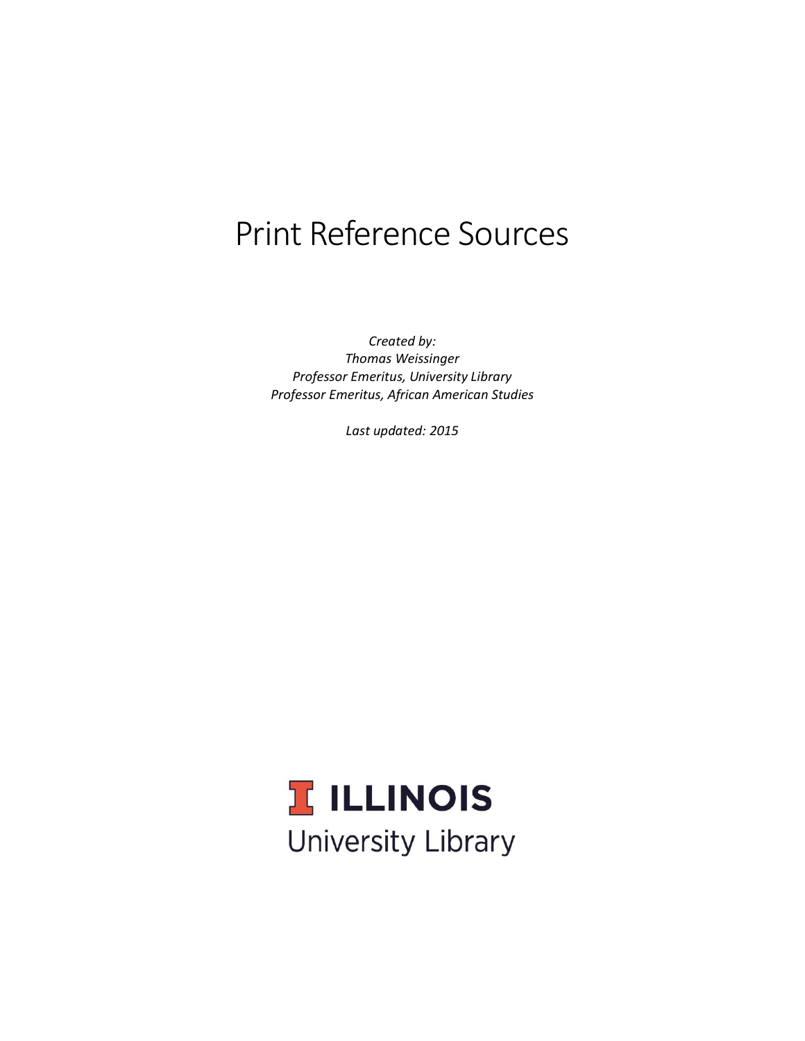# Print Reference Sources

*Created by:*
*Thomas Weissinger*
*Professor Emeritus, University Library*
*Professor Emeritus, African American Studies*

*Last updated: 2015*

ILLINOIS
University Library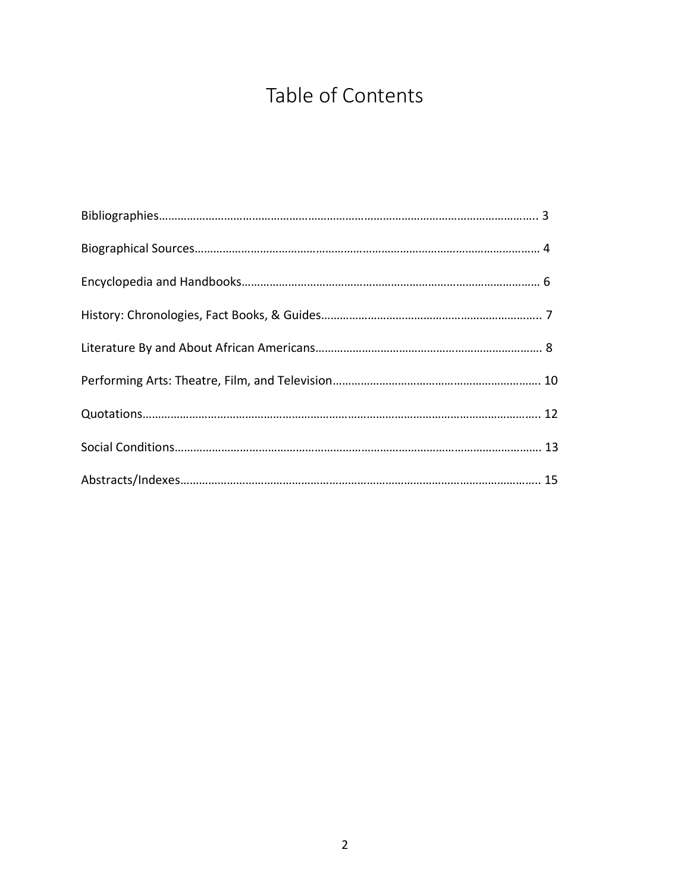# Table of Contents

Bibliographies………………………………………………………………………………………………………. 3

Biographical Sources………………………………………………………………………………………… 4

Encyclopedia and Handbooks…………………………………………………………………………… 6

History: Chronologies, Fact Books, & Guides………………………………………………………….. 7

Literature By and About African Americans……………………………………………………………. 8

Performing Arts: Theatre, Film, and Television………………………………………………………. 10

Quotations…………………………………………………………………………………………………….. 12

Social Conditions……………………………………………………………………………………………. 13

Abstracts/Indexes…………………………………………………………………………………………. 15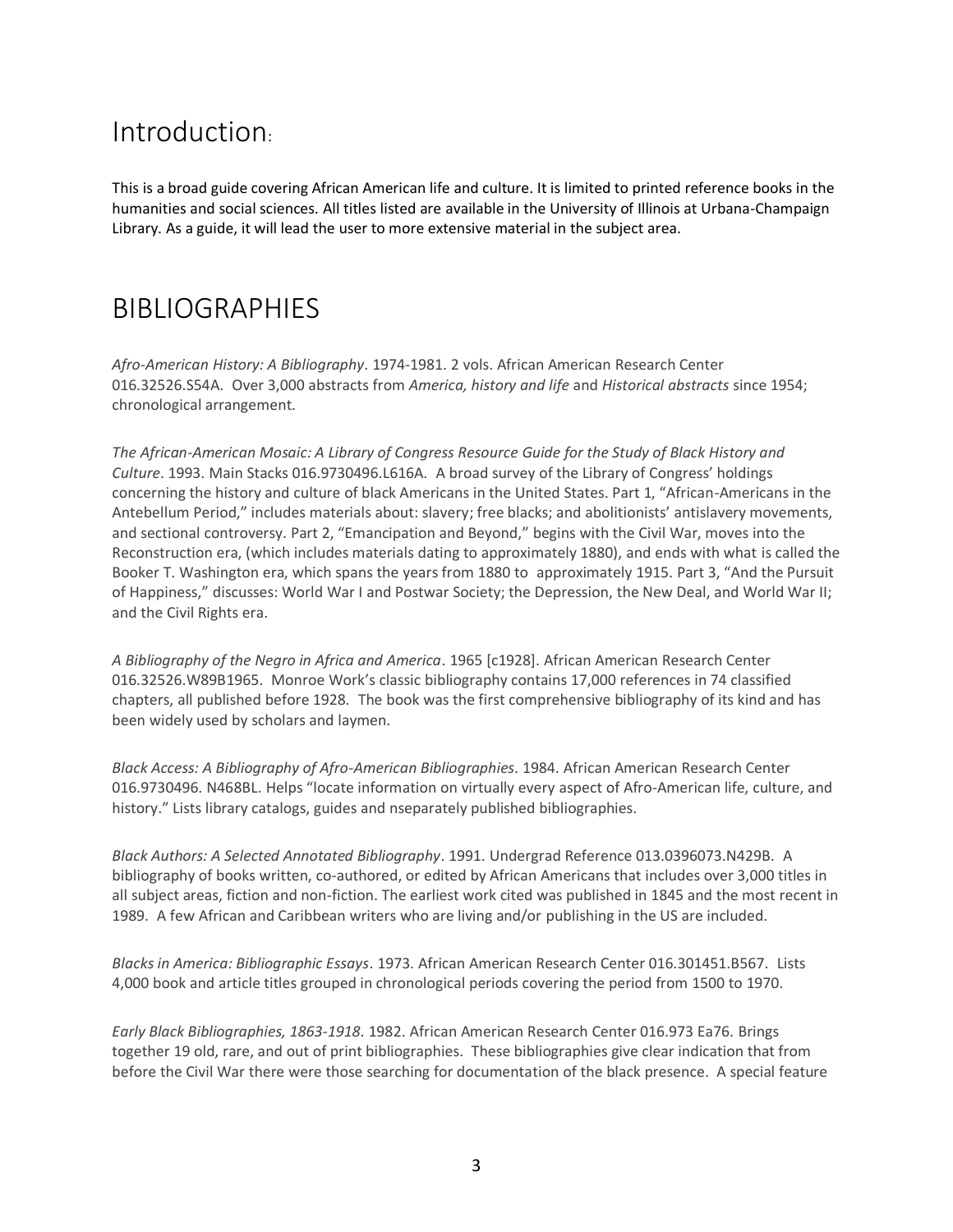# Introduction:

This is a broad guide covering African American life and culture. It is limited to printed reference books in the humanities and social sciences. All titles listed are available in the University of Illinois at Urbana-Champaign Library. As a guide, it will lead the user to more extensive material in the subject area.

# BIBLIOGRAPHIES

*Afro-American History: A Bibliography*. 1974-1981. 2 vols. African American Research Center 016.32526.S54A. Over 3,000 abstracts from *America, history and life* and *Historical abstracts* since 1954; chronological arrangement.

*The African-American Mosaic: A Library of Congress Resource Guide for the Study of Black History and Culture*. 1993. Main Stacks 016.9730496.L616A. A broad survey of the Library of Congress' holdings concerning the history and culture of black Americans in the United States. Part 1, "African-Americans in the Antebellum Period," includes materials about: slavery; free blacks; and abolitionists' antislavery movements, and sectional controversy. Part 2, "Emancipation and Beyond," begins with the Civil War, moves into the Reconstruction era, (which includes materials dating to approximately 1880), and ends with what is called the Booker T. Washington era, which spans the years from 1880 to approximately 1915. Part 3, "And the Pursuit of Happiness," discusses: World War I and Postwar Society; the Depression, the New Deal, and World War II; and the Civil Rights era.

*A Bibliography of the Negro in Africa and America*. 1965 [c1928]. African American Research Center 016.32526.W89B1965. Monroe Work's classic bibliography contains 17,000 references in 74 classified chapters, all published before 1928. The book was the first comprehensive bibliography of its kind and has been widely used by scholars and laymen.

*Black Access: A Bibliography of Afro-American Bibliographies*. 1984. African American Research Center 016.9730496. N468BL. Helps "locate information on virtually every aspect of Afro-American life, culture, and history." Lists library catalogs, guides and nseparately published bibliographies.

*Black Authors: A Selected Annotated Bibliography*. 1991. Undergrad Reference 013.0396073.N429B. A bibliography of books written, co-authored, or edited by African Americans that includes over 3,000 titles in all subject areas, fiction and non-fiction. The earliest work cited was published in 1845 and the most recent in 1989. A few African and Caribbean writers who are living and/or publishing in the US are included.

*Blacks in America: Bibliographic Essays*. 1973. African American Research Center 016.301451.B567. Lists 4,000 book and article titles grouped in chronological periods covering the period from 1500 to 1970.

*Early Black Bibliographies, 1863-1918*. 1982. African American Research Center 016.973 Ea76. Brings together 19 old, rare, and out of print bibliographies. These bibliographies give clear indication that from before the Civil War there were those searching for documentation of the black presence. A special feature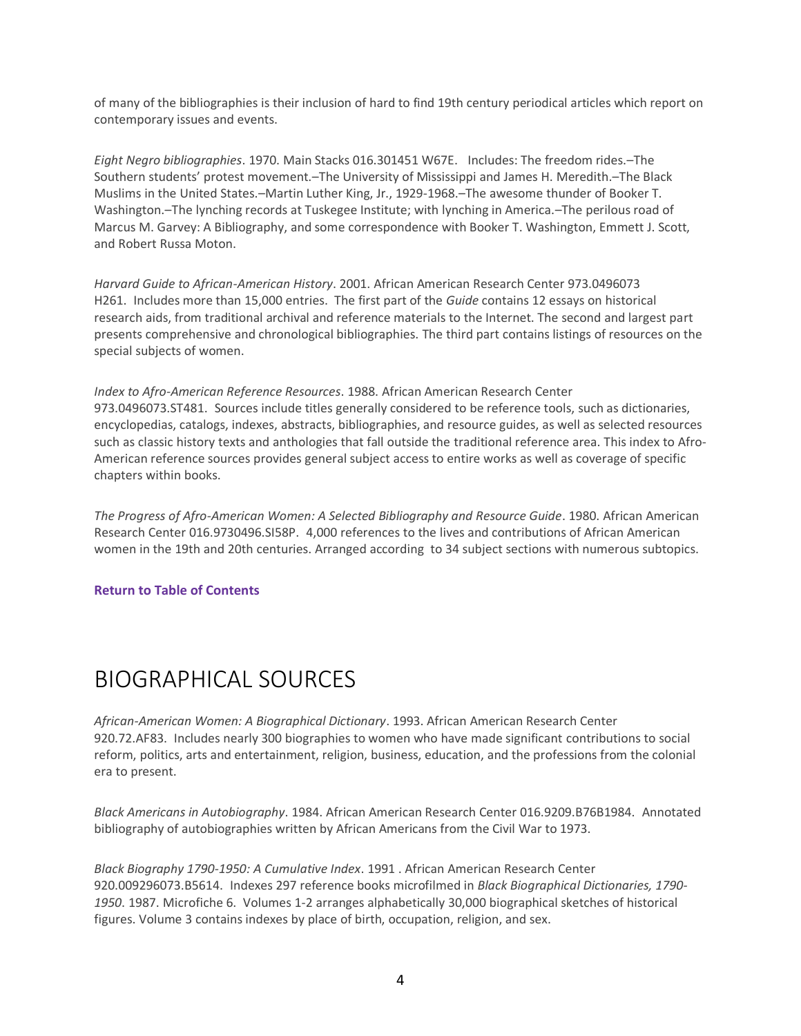of many of the bibliographies is their inclusion of hard to find 19th century periodical articles which report on contemporary issues and events.

*Eight Negro bibliographies*. 1970. Main Stacks 016.301451 W67E. Includes: The freedom rides.–The Southern students' protest movement.–The University of Mississippi and James H. Meredith.–The Black Muslims in the United States.–Martin Luther King, Jr., 1929-1968.–The awesome thunder of Booker T. Washington.–The lynching records at Tuskegee Institute; with lynching in America.–The perilous road of Marcus M. Garvey: A Bibliography, and some correspondence with Booker T. Washington, Emmett J. Scott, and Robert Russa Moton.

*Harvard Guide to African-American History*. 2001. African American Research Center 973.0496073 H261. Includes more than 15,000 entries. The first part of the *Guide* contains 12 essays on historical research aids, from traditional archival and reference materials to the Internet. The second and largest part presents comprehensive and chronological bibliographies. The third part contains listings of resources on the special subjects of women.

*Index to Afro-American Reference Resources*. 1988. African American Research Center 973.0496073.ST481. Sources include titles generally considered to be reference tools, such as dictionaries, encyclopedias, catalogs, indexes, abstracts, bibliographies, and resource guides, as well as selected resources such as classic history texts and anthologies that fall outside the traditional reference area. This index to Afro-American reference sources provides general subject access to entire works as well as coverage of specific chapters within books.

*The Progress of Afro-American Women: A Selected Bibliography and Resource Guide*. 1980. African American Research Center 016.9730496.SI58P. 4,000 references to the lives and contributions of African American women in the 19th and 20th centuries. Arranged according to 34 subject sections with numerous subtopics.

**Return to Table of Contents**

# BIOGRAPHICAL SOURCES

*African-American Women: A Biographical Dictionary*. 1993. African American Research Center 920.72.AF83. Includes nearly 300 biographies to women who have made significant contributions to social reform, politics, arts and entertainment, religion, business, education, and the professions from the colonial era to present.

*Black Americans in Autobiography*. 1984. African American Research Center 016.9209.B76B1984. Annotated bibliography of autobiographies written by African Americans from the Civil War to 1973.

*Black Biography 1790-1950: A Cumulative Index*. 1991 . African American Research Center 920.009296073.B5614. Indexes 297 reference books microfilmed in *Black Biographical Dictionaries, 1790-1950*. 1987. Microfiche 6. Volumes 1-2 arranges alphabetically 30,000 biographical sketches of historical figures. Volume 3 contains indexes by place of birth, occupation, religion, and sex.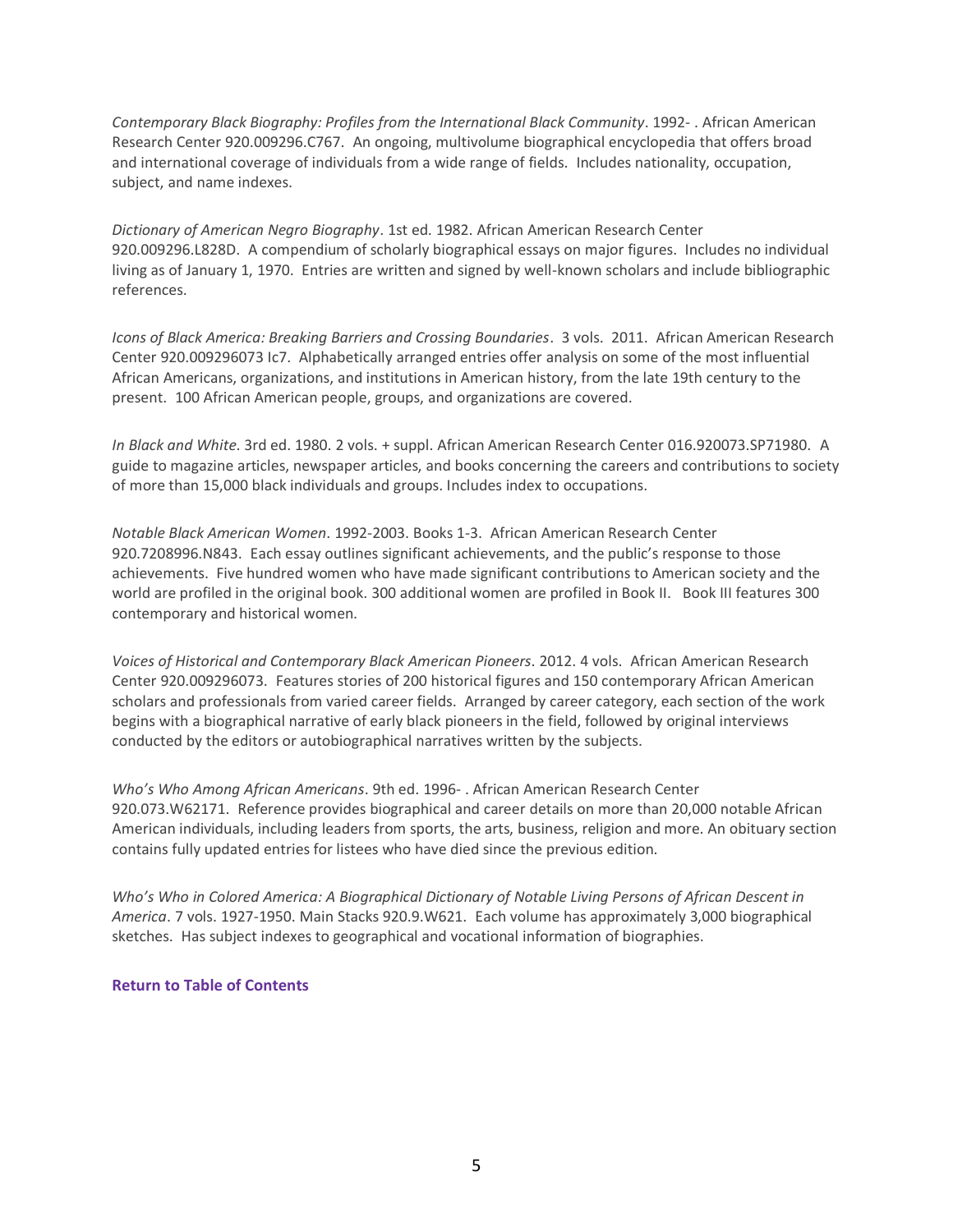*Contemporary Black Biography: Profiles from the International Black Community*. 1992- . African American Research Center 920.009296.C767. An ongoing, multivolume biographical encyclopedia that offers broad and international coverage of individuals from a wide range of fields. Includes nationality, occupation, subject, and name indexes.

*Dictionary of American Negro Biography*. 1st ed. 1982. African American Research Center 920.009296.L828D. A compendium of scholarly biographical essays on major figures. Includes no individual living as of January 1, 1970. Entries are written and signed by well-known scholars and include bibliographic references.

*Icons of Black America: Breaking Barriers and Crossing Boundaries*. 3 vols. 2011. African American Research Center 920.009296073 Ic7. Alphabetically arranged entries offer analysis on some of the most influential African Americans, organizations, and institutions in American history, from the late 19th century to the present. 100 African American people, groups, and organizations are covered.

*In Black and White*. 3rd ed. 1980. 2 vols. + suppl. African American Research Center 016.920073.SP71980. A guide to magazine articles, newspaper articles, and books concerning the careers and contributions to society of more than 15,000 black individuals and groups. Includes index to occupations.

*Notable Black American Women*. 1992-2003. Books 1-3. African American Research Center 920.7208996.N843. Each essay outlines significant achievements, and the public's response to those achievements. Five hundred women who have made significant contributions to American society and the world are profiled in the original book. 300 additional women are profiled in Book II. Book III features 300 contemporary and historical women.

*Voices of Historical and Contemporary Black American Pioneers*. 2012. 4 vols. African American Research Center 920.009296073. Features stories of 200 historical figures and 150 contemporary African American scholars and professionals from varied career fields. Arranged by career category, each section of the work begins with a biographical narrative of early black pioneers in the field, followed by original interviews conducted by the editors or autobiographical narratives written by the subjects.

*Who's Who Among African Americans*. 9th ed. 1996- . African American Research Center 920.073.W62171. Reference provides biographical and career details on more than 20,000 notable African American individuals, including leaders from sports, the arts, business, religion and more. An obituary section contains fully updated entries for listees who have died since the previous edition.

*Who's Who in Colored America: A Biographical Dictionary of Notable Living Persons of African Descent in America*. 7 vols. 1927-1950. Main Stacks 920.9.W621. Each volume has approximately 3,000 biographical sketches. Has subject indexes to geographical and vocational information of biographies.

**Return to Table of Contents**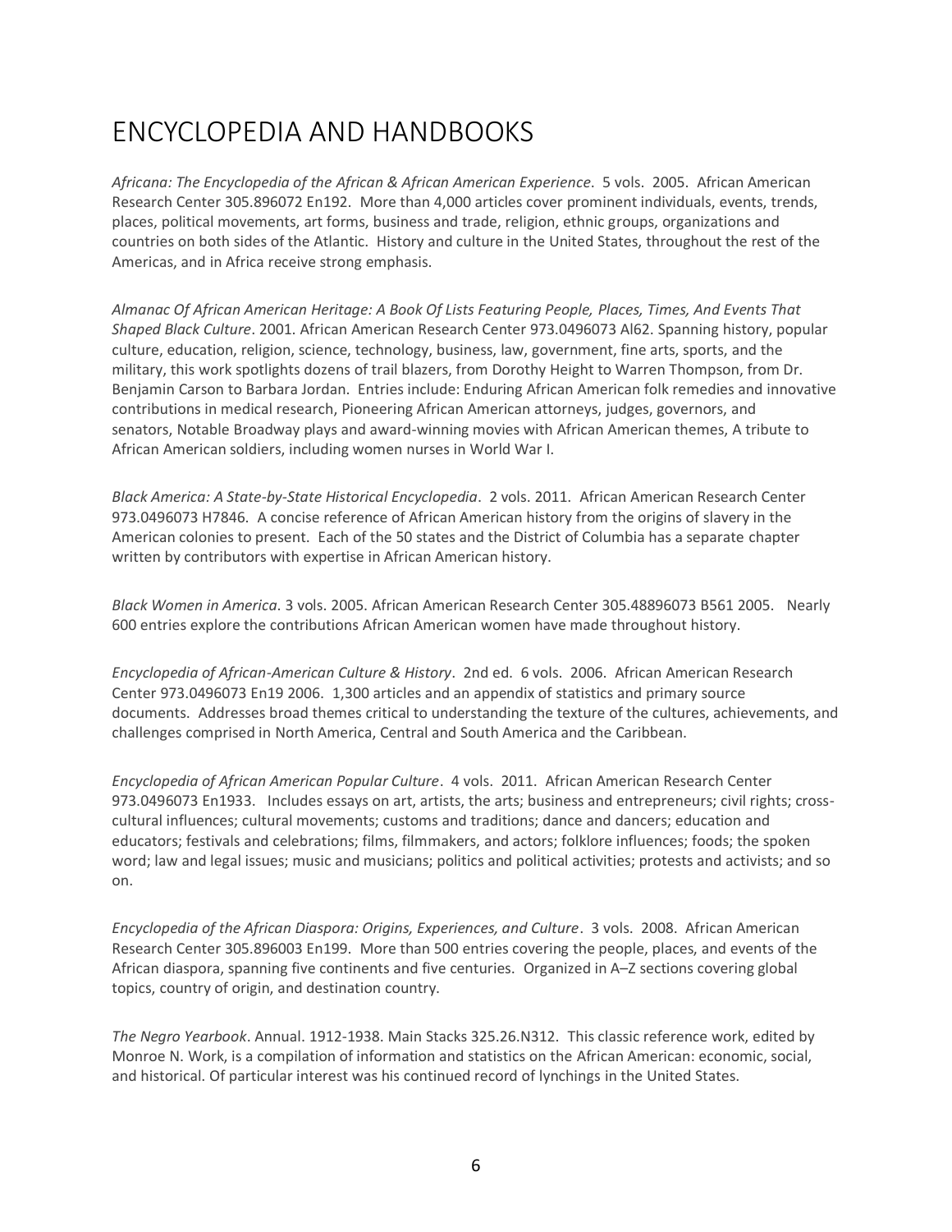# ENCYCLOPEDIA AND HANDBOOKS

*Africana: The Encyclopedia of the African & African American Experience*. 5 vols. 2005. African American Research Center 305.896072 En192. More than 4,000 articles cover prominent individuals, events, trends, places, political movements, art forms, business and trade, religion, ethnic groups, organizations and countries on both sides of the Atlantic. History and culture in the United States, throughout the rest of the Americas, and in Africa receive strong emphasis.

*Almanac Of African American Heritage: A Book Of Lists Featuring People, Places, Times, And Events That Shaped Black Culture*. 2001. African American Research Center 973.0496073 Al62. Spanning history, popular culture, education, religion, science, technology, business, law, government, fine arts, sports, and the military, this work spotlights dozens of trail blazers, from Dorothy Height to Warren Thompson, from Dr. Benjamin Carson to Barbara Jordan. Entries include: Enduring African American folk remedies and innovative contributions in medical research, Pioneering African American attorneys, judges, governors, and senators, Notable Broadway plays and award-winning movies with African American themes, A tribute to African American soldiers, including women nurses in World War I.

*Black America: A State-by-State Historical Encyclopedia*. 2 vols. 2011. African American Research Center 973.0496073 H7846. A concise reference of African American history from the origins of slavery in the American colonies to present. Each of the 50 states and the District of Columbia has a separate chapter written by contributors with expertise in African American history.

*Black Women in America*. 3 vols. 2005. African American Research Center 305.48896073 B561 2005. Nearly 600 entries explore the contributions African American women have made throughout history.

*Encyclopedia of African-American Culture & History*. 2nd ed. 6 vols. 2006. African American Research Center 973.0496073 En19 2006. 1,300 articles and an appendix of statistics and primary source documents. Addresses broad themes critical to understanding the texture of the cultures, achievements, and challenges comprised in North America, Central and South America and the Caribbean.

*Encyclopedia of African American Popular Culture*. 4 vols. 2011. African American Research Center 973.0496073 En1933. Includes essays on art, artists, the arts; business and entrepreneurs; civil rights; cross-cultural influences; cultural movements; customs and traditions; dance and dancers; education and educators; festivals and celebrations; films, filmmakers, and actors; folklore influences; foods; the spoken word; law and legal issues; music and musicians; politics and political activities; protests and activists; and so on.

*Encyclopedia of the African Diaspora: Origins, Experiences, and Culture*. 3 vols. 2008. African American Research Center 305.896003 En199. More than 500 entries covering the people, places, and events of the African diaspora, spanning five continents and five centuries. Organized in A–Z sections covering global topics, country of origin, and destination country.

*The Negro Yearbook*. Annual. 1912-1938. Main Stacks 325.26.N312. This classic reference work, edited by Monroe N. Work, is a compilation of information and statistics on the African American: economic, social, and historical. Of particular interest was his continued record of lynchings in the United States.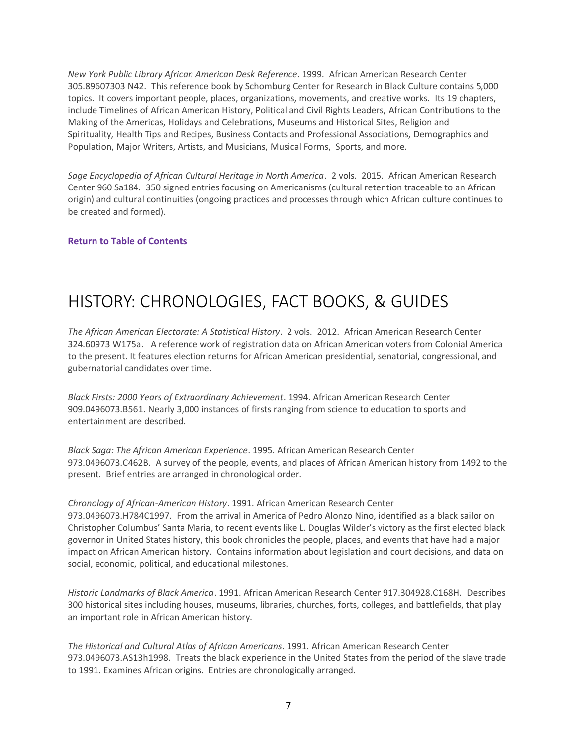*New York Public Library African American Desk Reference*. 1999. African American Research Center 305.89607303 N42. This reference book by Schomburg Center for Research in Black Culture contains 5,000 topics. It covers important people, places, organizations, movements, and creative works. Its 19 chapters, include Timelines of African American History, Political and Civil Rights Leaders, African Contributions to the Making of the Americas, Holidays and Celebrations, Museums and Historical Sites, Religion and Spirituality, Health Tips and Recipes, Business Contacts and Professional Associations, Demographics and Population, Major Writers, Artists, and Musicians, Musical Forms, Sports, and more.

*Sage Encyclopedia of African Cultural Heritage in North America*. 2 vols. 2015. African American Research Center 960 Sa184. 350 signed entries focusing on Americanisms (cultural retention traceable to an African origin) and cultural continuities (ongoing practices and processes through which African culture continues to be created and formed).

**Return to Table of Contents**

# HISTORY: CHRONOLOGIES, FACT BOOKS, & GUIDES

*The African American Electorate: A Statistical History*. 2 vols. 2012. African American Research Center 324.60973 W175a. A reference work of registration data on African American voters from Colonial America to the present. It features election returns for African American presidential, senatorial, congressional, and gubernatorial candidates over time.

*Black Firsts: 2000 Years of Extraordinary Achievement*. 1994. African American Research Center 909.0496073.B561. Nearly 3,000 instances of firsts ranging from science to education to sports and entertainment are described.

*Black Saga: The African American Experience*. 1995. African American Research Center 973.0496073.C462B. A survey of the people, events, and places of African American history from 1492 to the present. Brief entries are arranged in chronological order.

*Chronology of African-American History*. 1991. African American Research Center 973.0496073.H784C1997. From the arrival in America of Pedro Alonzo Nino, identified as a black sailor on Christopher Columbus' Santa Maria, to recent events like L. Douglas Wilder's victory as the first elected black governor in United States history, this book chronicles the people, places, and events that have had a major impact on African American history. Contains information about legislation and court decisions, and data on social, economic, political, and educational milestones.

*Historic Landmarks of Black America*. 1991. African American Research Center 917.304928.C168H. Describes 300 historical sites including houses, museums, libraries, churches, forts, colleges, and battlefields, that play an important role in African American history.

*The Historical and Cultural Atlas of African Americans*. 1991. African American Research Center 973.0496073.AS13h1998. Treats the black experience in the United States from the period of the slave trade to 1991. Examines African origins. Entries are chronologically arranged.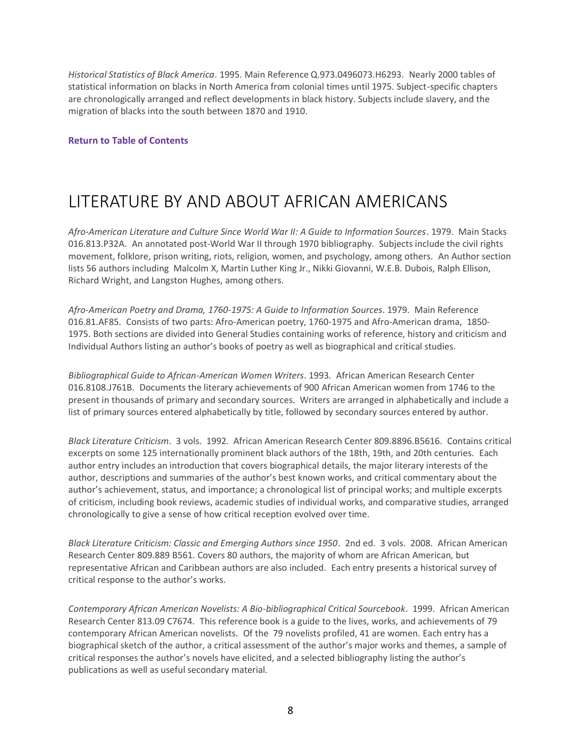*Historical Statistics of Black America*. 1995. Main Reference Q.973.0496073.H6293. Nearly 2000 tables of statistical information on blacks in North America from colonial times until 1975. Subject-specific chapters are chronologically arranged and reflect developments in black history. Subjects include slavery, and the migration of blacks into the south between 1870 and 1910.

**Return to Table of Contents**

# LITERATURE BY AND ABOUT AFRICAN AMERICANS

*Afro-American Literature and Culture Since World War II: A Guide to Information Sources*. 1979. Main Stacks 016.813.P32A. An annotated post-World War II through 1970 bibliography. Subjects include the civil rights movement, folklore, prison writing, riots, religion, women, and psychology, among others. An Author section lists 56 authors including Malcolm X, Martin Luther King Jr., Nikki Giovanni, W.E.B. Dubois, Ralph Ellison, Richard Wright, and Langston Hughes, among others.

*Afro-American Poetry and Drama, 1760-1975: A Guide to Information Sources*. 1979. Main Reference 016.81.AF85. Consists of two parts: Afro-American poetry, 1760-1975 and Afro-American drama, 1850-1975. Both sections are divided into General Studies containing works of reference, history and criticism and Individual Authors listing an author's books of poetry as well as biographical and critical studies.

*Bibliographical Guide to African-American Women Writers*. 1993. African American Research Center 016.8108.J761B. Documents the literary achievements of 900 African American women from 1746 to the present in thousands of primary and secondary sources. Writers are arranged in alphabetically and include a list of primary sources entered alphabetically by title, followed by secondary sources entered by author.

*Black Literature Criticism*. 3 vols. 1992. African American Research Center 809.8896.B5616. Contains critical excerpts on some 125 internationally prominent black authors of the 18th, 19th, and 20th centuries. Each author entry includes an introduction that covers biographical details, the major literary interests of the author, descriptions and summaries of the author's best known works, and critical commentary about the author's achievement, status, and importance; a chronological list of principal works; and multiple excerpts of criticism, including book reviews, academic studies of individual works, and comparative studies, arranged chronologically to give a sense of how critical reception evolved over time.

*Black Literature Criticism: Classic and Emerging Authors since 1950*. 2nd ed. 3 vols. 2008. African American Research Center 809.889 B561. Covers 80 authors, the majority of whom are African American, but representative African and Caribbean authors are also included. Each entry presents a historical survey of critical response to the author's works.

*Contemporary African American Novelists: A Bio-bibliographical Critical Sourcebook*. 1999. African American Research Center 813.09 C7674. This reference book is a guide to the lives, works, and achievements of 79 contemporary African American novelists. Of the 79 novelists profiled, 41 are women. Each entry has a biographical sketch of the author, a critical assessment of the author's major works and themes, a sample of critical responses the author's novels have elicited, and a selected bibliography listing the author's publications as well as useful secondary material.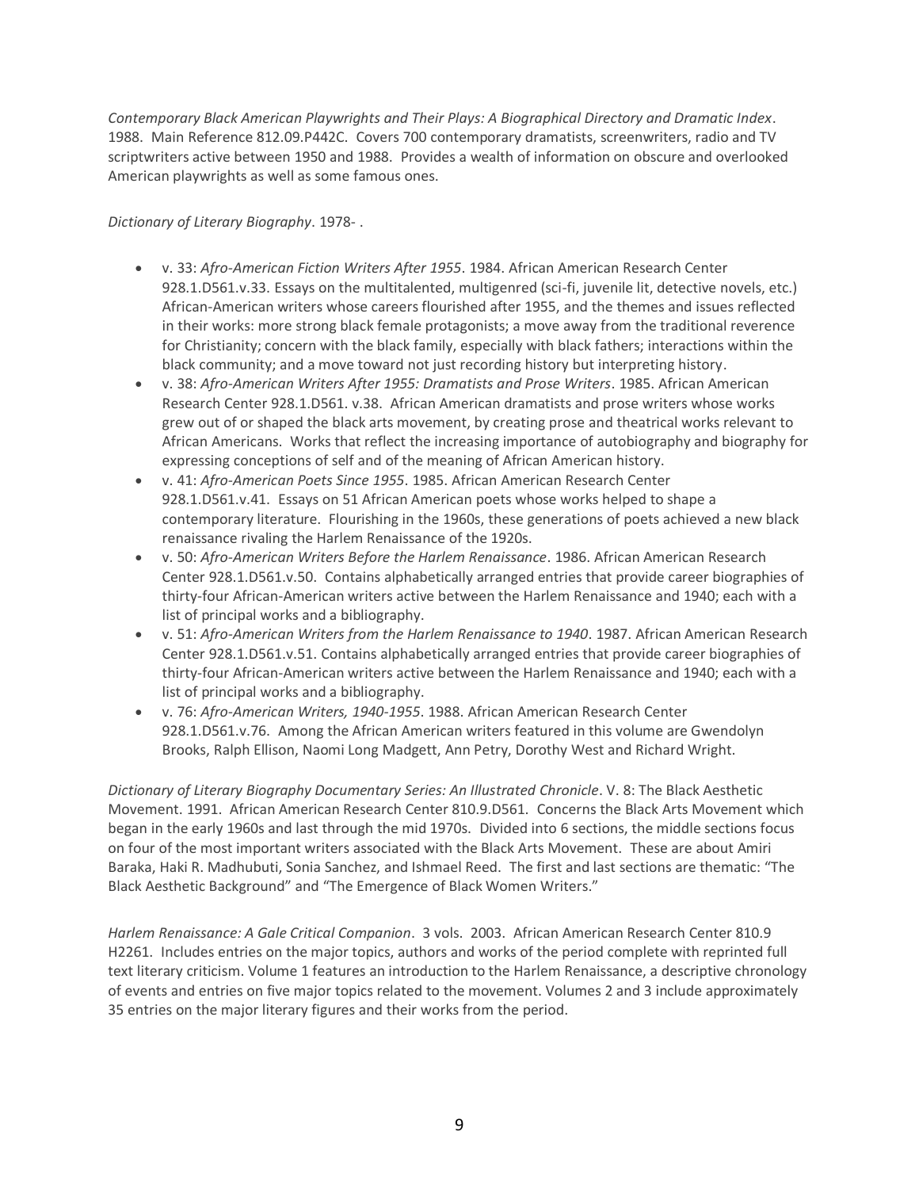*Contemporary Black American Playwrights and Their Plays: A Biographical Directory and Dramatic Index*. 1988. Main Reference 812.09.P442C. Covers 700 contemporary dramatists, screenwriters, radio and TV scriptwriters active between 1950 and 1988. Provides a wealth of information on obscure and overlooked American playwrights as well as some famous ones.

*Dictionary of Literary Biography*. 1978- .

- v. 33: *Afro-American Fiction Writers After 1955*. 1984. African American Research Center 928.1.D561.v.33. Essays on the multitalented, multigenred (sci-fi, juvenile lit, detective novels, etc.) African-American writers whose careers flourished after 1955, and the themes and issues reflected in their works: more strong black female protagonists; a move away from the traditional reverence for Christianity; concern with the black family, especially with black fathers; interactions within the black community; and a move toward not just recording history but interpreting history.
- v. 38: *Afro-American Writers After 1955: Dramatists and Prose Writers*. 1985. African American Research Center 928.1.D561. v.38. African American dramatists and prose writers whose works grew out of or shaped the black arts movement, by creating prose and theatrical works relevant to African Americans. Works that reflect the increasing importance of autobiography and biography for expressing conceptions of self and of the meaning of African American history.
- v. 41: *Afro-American Poets Since 1955*. 1985. African American Research Center 928.1.D561.v.41. Essays on 51 African American poets whose works helped to shape a contemporary literature. Flourishing in the 1960s, these generations of poets achieved a new black renaissance rivaling the Harlem Renaissance of the 1920s.
- v. 50: *Afro-American Writers Before the Harlem Renaissance*. 1986. African American Research Center 928.1.D561.v.50. Contains alphabetically arranged entries that provide career biographies of thirty-four African-American writers active between the Harlem Renaissance and 1940; each with a list of principal works and a bibliography.
- v. 51: *Afro-American Writers from the Harlem Renaissance to 1940*. 1987. African American Research Center 928.1.D561.v.51. Contains alphabetically arranged entries that provide career biographies of thirty-four African-American writers active between the Harlem Renaissance and 1940; each with a list of principal works and a bibliography.
- v. 76: *Afro-American Writers, 1940-1955*. 1988. African American Research Center 928.1.D561.v.76. Among the African American writers featured in this volume are Gwendolyn Brooks, Ralph Ellison, Naomi Long Madgett, Ann Petry, Dorothy West and Richard Wright.

*Dictionary of Literary Biography Documentary Series: An Illustrated Chronicle*. V. 8: The Black Aesthetic Movement. 1991. African American Research Center 810.9.D561. Concerns the Black Arts Movement which began in the early 1960s and last through the mid 1970s. Divided into 6 sections, the middle sections focus on four of the most important writers associated with the Black Arts Movement. These are about Amiri Baraka, Haki R. Madhubuti, Sonia Sanchez, and Ishmael Reed. The first and last sections are thematic: "The Black Aesthetic Background" and "The Emergence of Black Women Writers."

*Harlem Renaissance: A Gale Critical Companion*. 3 vols. 2003. African American Research Center 810.9 H2261. Includes entries on the major topics, authors and works of the period complete with reprinted full text literary criticism. Volume 1 features an introduction to the Harlem Renaissance, a descriptive chronology of events and entries on five major topics related to the movement. Volumes 2 and 3 include approximately 35 entries on the major literary figures and their works from the period.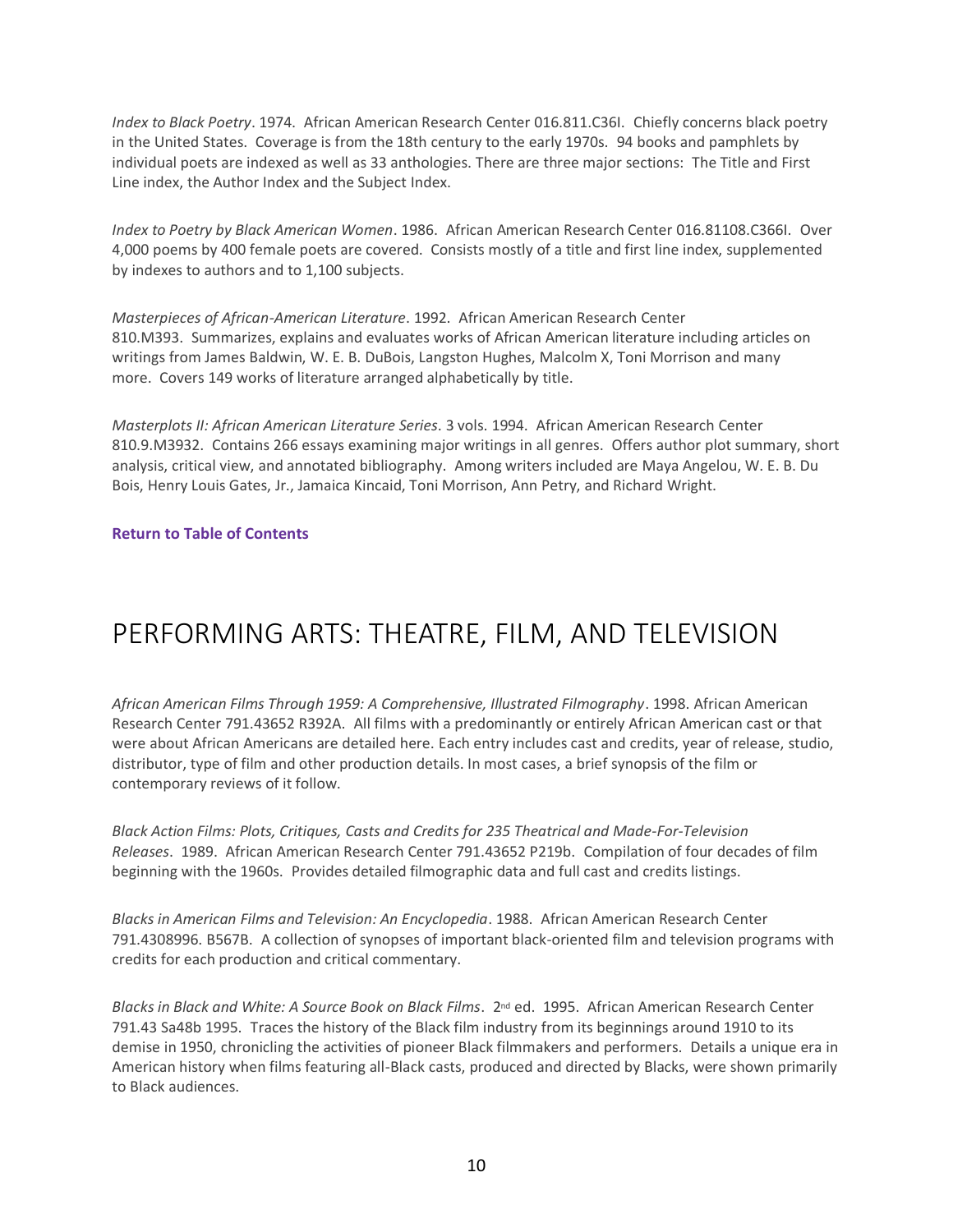*Index to Black Poetry*. 1974. African American Research Center 016.811.C36I. Chiefly concerns black poetry in the United States. Coverage is from the 18th century to the early 1970s. 94 books and pamphlets by individual poets are indexed as well as 33 anthologies. There are three major sections: The Title and First Line index, the Author Index and the Subject Index.

*Index to Poetry by Black American Women*. 1986. African American Research Center 016.81108.C366I. Over 4,000 poems by 400 female poets are covered. Consists mostly of a title and first line index, supplemented by indexes to authors and to 1,100 subjects.

*Masterpieces of African-American Literature*. 1992. African American Research Center 810.M393. Summarizes, explains and evaluates works of African American literature including articles on writings from James Baldwin, W. E. B. DuBois, Langston Hughes, Malcolm X, Toni Morrison and many more. Covers 149 works of literature arranged alphabetically by title.

*Masterplots II: African American Literature Series*. 3 vols. 1994. African American Research Center 810.9.M3932. Contains 266 essays examining major writings in all genres. Offers author plot summary, short analysis, critical view, and annotated bibliography. Among writers included are Maya Angelou, W. E. B. Du Bois, Henry Louis Gates, Jr., Jamaica Kincaid, Toni Morrison, Ann Petry, and Richard Wright.

**Return to Table of Contents**

# PERFORMING ARTS: THEATRE, FILM, AND TELEVISION

*African American Films Through 1959: A Comprehensive, Illustrated Filmography*. 1998. African American Research Center 791.43652 R392A. All films with a predominantly or entirely African American cast or that were about African Americans are detailed here. Each entry includes cast and credits, year of release, studio, distributor, type of film and other production details. In most cases, a brief synopsis of the film or contemporary reviews of it follow.

*Black Action Films: Plots, Critiques, Casts and Credits for 235 Theatrical and Made-For-Television Releases*. 1989. African American Research Center 791.43652 P219b. Compilation of four decades of film beginning with the 1960s. Provides detailed filmographic data and full cast and credits listings.

*Blacks in American Films and Television: An Encyclopedia*. 1988. African American Research Center 791.4308996. B567B. A collection of synopses of important black-oriented film and television programs with credits for each production and critical commentary.

*Blacks in Black and White: A Source Book on Black Films*. 2nd ed. 1995. African American Research Center 791.43 Sa48b 1995. Traces the history of the Black film industry from its beginnings around 1910 to its demise in 1950, chronicling the activities of pioneer Black filmmakers and performers. Details a unique era in American history when films featuring all-Black casts, produced and directed by Blacks, were shown primarily to Black audiences.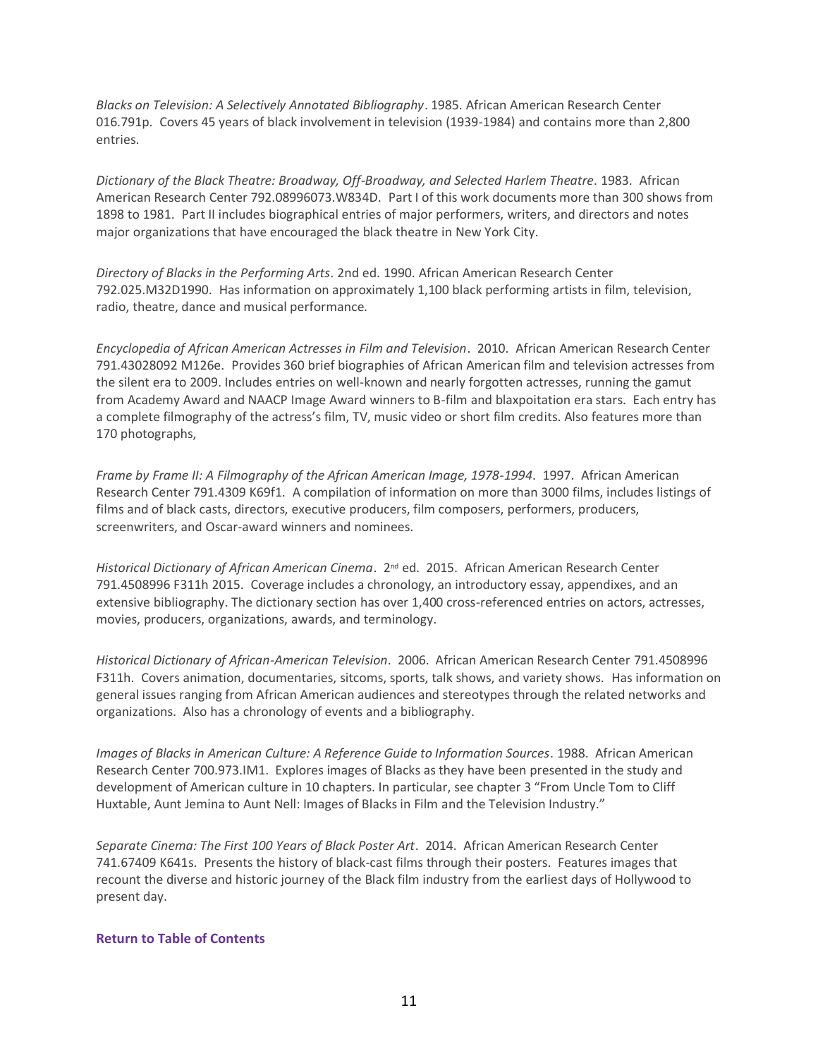*Blacks on Television: A Selectively Annotated Bibliography*. 1985. African American Research Center 016.791p. Covers 45 years of black involvement in television (1939-1984) and contains more than 2,800 entries.

*Dictionary of the Black Theatre: Broadway, Off-Broadway, and Selected Harlem Theatre*. 1983. African American Research Center 792.08996073.W834D. Part I of this work documents more than 300 shows from 1898 to 1981. Part II includes biographical entries of major performers, writers, and directors and notes major organizations that have encouraged the black theatre in New York City.

*Directory of Blacks in the Performing Arts*. 2nd ed. 1990. African American Research Center 792.025.M32D1990. Has information on approximately 1,100 black performing artists in film, television, radio, theatre, dance and musical performance.

*Encyclopedia of African American Actresses in Film and Television*. 2010. African American Research Center 791.43028092 M126e. Provides 360 brief biographies of African American film and television actresses from the silent era to 2009. Includes entries on well-known and nearly forgotten actresses, running the gamut from Academy Award and NAACP Image Award winners to B-film and blaxpoitation era stars. Each entry has a complete filmography of the actress's film, TV, music video or short film credits. Also features more than 170 photographs,

*Frame by Frame II: A Filmography of the African American Image, 1978-1994*. 1997. African American Research Center 791.4309 K69f1. A compilation of information on more than 3000 films, includes listings of films and of black casts, directors, executive producers, film composers, performers, producers, screenwriters, and Oscar-award winners and nominees.

*Historical Dictionary of African American Cinema*. 2nd ed. 2015. African American Research Center 791.4508996 F311h 2015. Coverage includes a chronology, an introductory essay, appendixes, and an extensive bibliography. The dictionary section has over 1,400 cross-referenced entries on actors, actresses, movies, producers, organizations, awards, and terminology.

*Historical Dictionary of African-American Television*. 2006. African American Research Center 791.4508996 F311h. Covers animation, documentaries, sitcoms, sports, talk shows, and variety shows. Has information on general issues ranging from African American audiences and stereotypes through the related networks and organizations. Also has a chronology of events and a bibliography.

*Images of Blacks in American Culture: A Reference Guide to Information Sources*. 1988. African American Research Center 700.973.IM1. Explores images of Blacks as they have been presented in the study and development of American culture in 10 chapters. In particular, see chapter 3 "From Uncle Tom to Cliff Huxtable, Aunt Jemina to Aunt Nell: Images of Blacks in Film and the Television Industry."

*Separate Cinema: The First 100 Years of Black Poster Art*. 2014. African American Research Center 741.67409 K641s. Presents the history of black-cast films through their posters. Features images that recount the diverse and historic journey of the Black film industry from the earliest days of Hollywood to present day.

**Return to Table of Contents**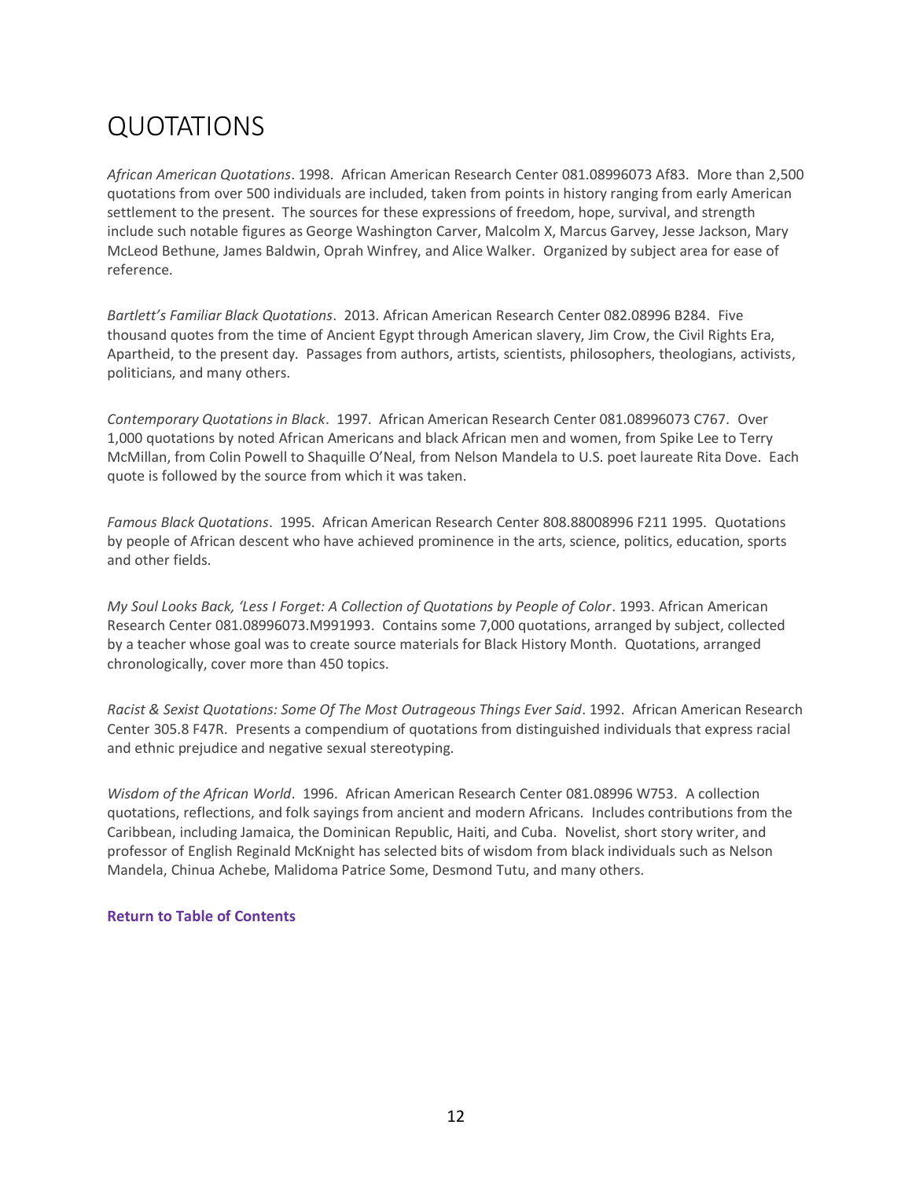# QUOTATIONS

*African American Quotations*. 1998. African American Research Center 081.08996073 Af83. More than 2,500 quotations from over 500 individuals are included, taken from points in history ranging from early American settlement to the present. The sources for these expressions of freedom, hope, survival, and strength include such notable figures as George Washington Carver, Malcolm X, Marcus Garvey, Jesse Jackson, Mary McLeod Bethune, James Baldwin, Oprah Winfrey, and Alice Walker. Organized by subject area for ease of reference.

*Bartlett's Familiar Black Quotations*. 2013. African American Research Center 082.08996 B284. Five thousand quotes from the time of Ancient Egypt through American slavery, Jim Crow, the Civil Rights Era, Apartheid, to the present day. Passages from authors, artists, scientists, philosophers, theologians, activists, politicians, and many others.

*Contemporary Quotations in Black*. 1997. African American Research Center 081.08996073 C767. Over 1,000 quotations by noted African Americans and black African men and women, from Spike Lee to Terry McMillan, from Colin Powell to Shaquille O'Neal, from Nelson Mandela to U.S. poet laureate Rita Dove. Each quote is followed by the source from which it was taken.

*Famous Black Quotations*. 1995. African American Research Center 808.88008996 F211 1995. Quotations by people of African descent who have achieved prominence in the arts, science, politics, education, sports and other fields.

*My Soul Looks Back, 'Less I Forget: A Collection of Quotations by People of Color*. 1993. African American Research Center 081.08996073.M991993. Contains some 7,000 quotations, arranged by subject, collected by a teacher whose goal was to create source materials for Black History Month. Quotations, arranged chronologically, cover more than 450 topics.

*Racist & Sexist Quotations: Some Of The Most Outrageous Things Ever Said*. 1992. African American Research Center 305.8 F47R. Presents a compendium of quotations from distinguished individuals that express racial and ethnic prejudice and negative sexual stereotyping.

*Wisdom of the African World*. 1996. African American Research Center 081.08996 W753. A collection quotations, reflections, and folk sayings from ancient and modern Africans. Includes contributions from the Caribbean, including Jamaica, the Dominican Republic, Haiti, and Cuba. Novelist, short story writer, and professor of English Reginald McKnight has selected bits of wisdom from black individuals such as Nelson Mandela, Chinua Achebe, Malidoma Patrice Some, Desmond Tutu, and many others.

**Return to Table of Contents**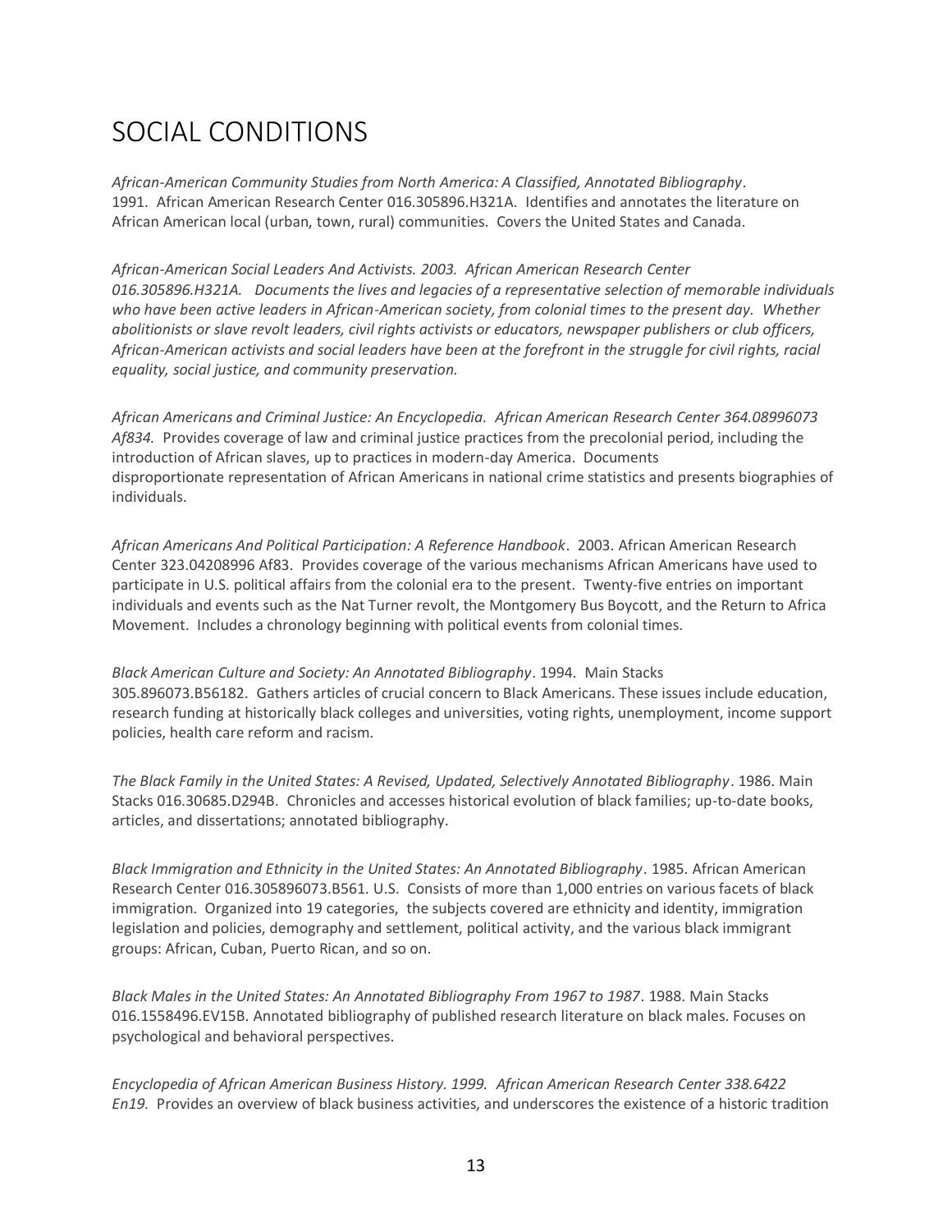# SOCIAL CONDITIONS

*African-American Community Studies from North America: A Classified, Annotated Bibliography*. 1991. African American Research Center 016.305896.H321A. Identifies and annotates the literature on African American local (urban, town, rural) communities. Covers the United States and Canada.

*African-American Social Leaders And Activists. 2003. African American Research Center 016.305896.H321A. Documents the lives and legacies of a representative selection of memorable individuals who have been active leaders in African-American society, from colonial times to the present day. Whether abolitionists or slave revolt leaders, civil rights activists or educators, newspaper publishers or club officers, African-American activists and social leaders have been at the forefront in the struggle for civil rights, racial equality, social justice, and community preservation.*

*African Americans and Criminal Justice: An Encyclopedia. African American Research Center 364.08996073 Af834.* Provides coverage of law and criminal justice practices from the precolonial period, including the introduction of African slaves, up to practices in modern-day America. Documents disproportionate representation of African Americans in national crime statistics and presents biographies of individuals.

*African Americans And Political Participation: A Reference Handbook*. 2003. African American Research Center 323.04208996 Af83. Provides coverage of the various mechanisms African Americans have used to participate in U.S. political affairs from the colonial era to the present. Twenty-five entries on important individuals and events such as the Nat Turner revolt, the Montgomery Bus Boycott, and the Return to Africa Movement. Includes a chronology beginning with political events from colonial times.

*Black American Culture and Society: An Annotated Bibliography*. 1994. Main Stacks 305.896073.B56182. Gathers articles of crucial concern to Black Americans. These issues include education, research funding at historically black colleges and universities, voting rights, unemployment, income support policies, health care reform and racism.

*The Black Family in the United States: A Revised, Updated, Selectively Annotated Bibliography*. 1986. Main Stacks 016.30685.D294B. Chronicles and accesses historical evolution of black families; up-to-date books, articles, and dissertations; annotated bibliography.

*Black Immigration and Ethnicity in the United States: An Annotated Bibliography*. 1985. African American Research Center 016.305896073.B561. U.S. Consists of more than 1,000 entries on various facets of black immigration. Organized into 19 categories, the subjects covered are ethnicity and identity, immigration legislation and policies, demography and settlement, political activity, and the various black immigrant groups: African, Cuban, Puerto Rican, and so on.

*Black Males in the United States: An Annotated Bibliography From 1967 to 1987*. 1988. Main Stacks 016.1558496.EV15B. Annotated bibliography of published research literature on black males. Focuses on psychological and behavioral perspectives.

*Encyclopedia of African American Business History. 1999. African American Research Center 338.6422 En19.* Provides an overview of black business activities, and underscores the existence of a historic tradition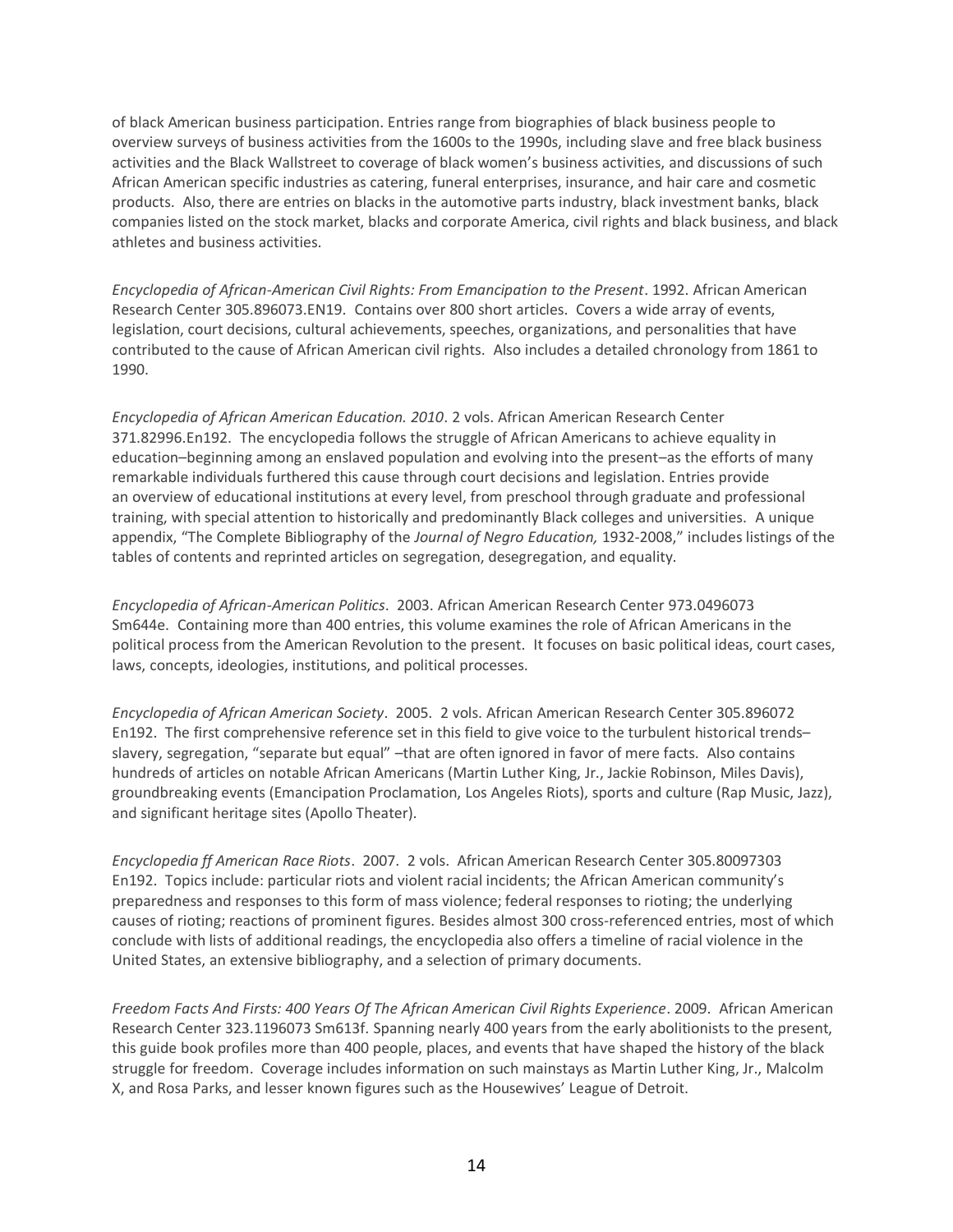of black American business participation. Entries range from biographies of black business people to overview surveys of business activities from the 1600s to the 1990s, including slave and free black business activities and the Black Wallstreet to coverage of black women's business activities, and discussions of such African American specific industries as catering, funeral enterprises, insurance, and hair care and cosmetic products. Also, there are entries on blacks in the automotive parts industry, black investment banks, black companies listed on the stock market, blacks and corporate America, civil rights and black business, and black athletes and business activities.

*Encyclopedia of African-American Civil Rights: From Emancipation to the Present*. 1992. African American Research Center 305.896073.EN19. Contains over 800 short articles. Covers a wide array of events, legislation, court decisions, cultural achievements, speeches, organizations, and personalities that have contributed to the cause of African American civil rights. Also includes a detailed chronology from 1861 to 1990.

*Encyclopedia of African American Education. 2010*. 2 vols. African American Research Center 371.82996.En192. The encyclopedia follows the struggle of African Americans to achieve equality in education–beginning among an enslaved population and evolving into the present–as the efforts of many remarkable individuals furthered this cause through court decisions and legislation. Entries provide an overview of educational institutions at every level, from preschool through graduate and professional training, with special attention to historically and predominantly Black colleges and universities. A unique appendix, "The Complete Bibliography of the *Journal of Negro Education,* 1932-2008," includes listings of the tables of contents and reprinted articles on segregation, desegregation, and equality.

*Encyclopedia of African-American Politics*. 2003. African American Research Center 973.0496073 Sm644e. Containing more than 400 entries, this volume examines the role of African Americans in the political process from the American Revolution to the present. It focuses on basic political ideas, court cases, laws, concepts, ideologies, institutions, and political processes.

*Encyclopedia of African American Society*. 2005. 2 vols. African American Research Center 305.896072 En192. The first comprehensive reference set in this field to give voice to the turbulent historical trends– slavery, segregation, "separate but equal" –that are often ignored in favor of mere facts. Also contains hundreds of articles on notable African Americans (Martin Luther King, Jr., Jackie Robinson, Miles Davis), groundbreaking events (Emancipation Proclamation, Los Angeles Riots), sports and culture (Rap Music, Jazz), and significant heritage sites (Apollo Theater).

*Encyclopedia ff American Race Riots*. 2007. 2 vols. African American Research Center 305.80097303 En192. Topics include: particular riots and violent racial incidents; the African American community's preparedness and responses to this form of mass violence; federal responses to rioting; the underlying causes of rioting; reactions of prominent figures. Besides almost 300 cross-referenced entries, most of which conclude with lists of additional readings, the encyclopedia also offers a timeline of racial violence in the United States, an extensive bibliography, and a selection of primary documents.

*Freedom Facts And Firsts: 400 Years Of The African American Civil Rights Experience*. 2009. African American Research Center 323.1196073 Sm613f. Spanning nearly 400 years from the early abolitionists to the present, this guide book profiles more than 400 people, places, and events that have shaped the history of the black struggle for freedom. Coverage includes information on such mainstays as Martin Luther King, Jr., Malcolm X, and Rosa Parks, and lesser known figures such as the Housewives' League of Detroit.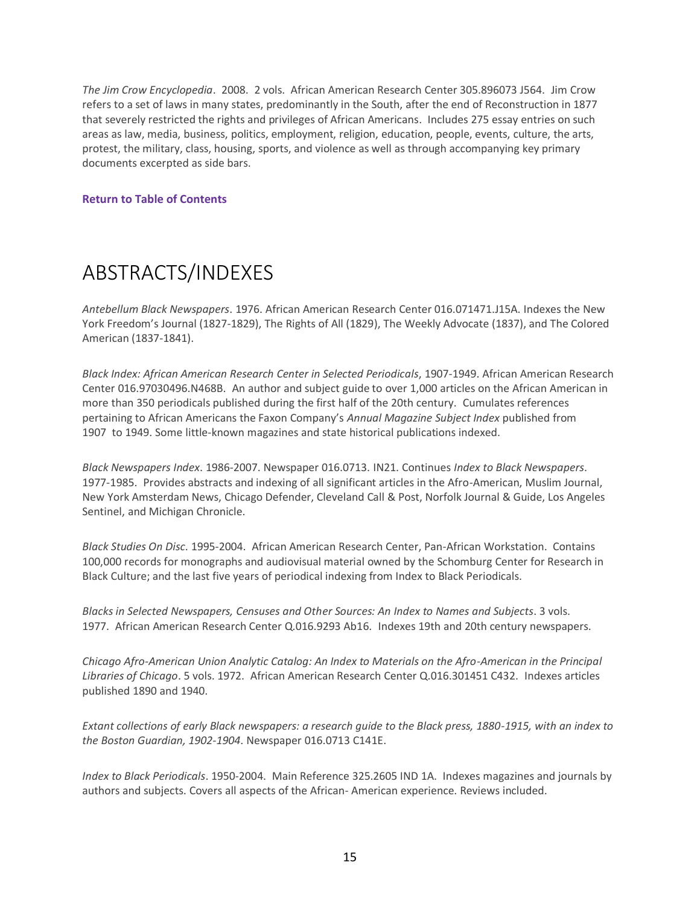*The Jim Crow Encyclopedia*. 2008. 2 vols. African American Research Center 305.896073 J564. Jim Crow refers to a set of laws in many states, predominantly in the South, after the end of Reconstruction in 1877 that severely restricted the rights and privileges of African Americans. Includes 275 essay entries on such areas as law, media, business, politics, employment, religion, education, people, events, culture, the arts, protest, the military, class, housing, sports, and violence as well as through accompanying key primary documents excerpted as side bars.

**Return to Table of Contents**

# ABSTRACTS/INDEXES

*Antebellum Black Newspapers*. 1976. African American Research Center 016.071471.J15A. Indexes the New York Freedom's Journal (1827-1829), The Rights of All (1829), The Weekly Advocate (1837), and The Colored American (1837-1841).

*Black Index: African American Research Center in Selected Periodicals*, 1907-1949. African American Research Center 016.97030496.N468B. An author and subject guide to over 1,000 articles on the African American in more than 350 periodicals published during the first half of the 20th century. Cumulates references pertaining to African Americans the Faxon Company's *Annual Magazine Subject Index* published from 1907 to 1949. Some little-known magazines and state historical publications indexed.

*Black Newspapers Index*. 1986-2007. Newspaper 016.0713. IN21. Continues *Index to Black Newspapers*. 1977-1985. Provides abstracts and indexing of all significant articles in the Afro-American, Muslim Journal, New York Amsterdam News, Chicago Defender, Cleveland Call & Post, Norfolk Journal & Guide, Los Angeles Sentinel, and Michigan Chronicle.

*Black Studies On Disc*. 1995-2004. African American Research Center, Pan-African Workstation. Contains 100,000 records for monographs and audiovisual material owned by the Schomburg Center for Research in Black Culture; and the last five years of periodical indexing from Index to Black Periodicals.

*Blacks in Selected Newspapers, Censuses and Other Sources: An Index to Names and Subjects*. 3 vols. 1977. African American Research Center Q.016.9293 Ab16. Indexes 19th and 20th century newspapers.

*Chicago Afro-American Union Analytic Catalog: An Index to Materials on the Afro-American in the Principal Libraries of Chicago*. 5 vols. 1972. African American Research Center Q.016.301451 C432. Indexes articles published 1890 and 1940.

*Extant collections of early Black newspapers: a research guide to the Black press, 1880-1915, with an index to the Boston Guardian, 1902-1904*. Newspaper 016.0713 C141E.

*Index to Black Periodicals*. 1950-2004. Main Reference 325.2605 IND 1A. Indexes magazines and journals by authors and subjects. Covers all aspects of the African- American experience. Reviews included.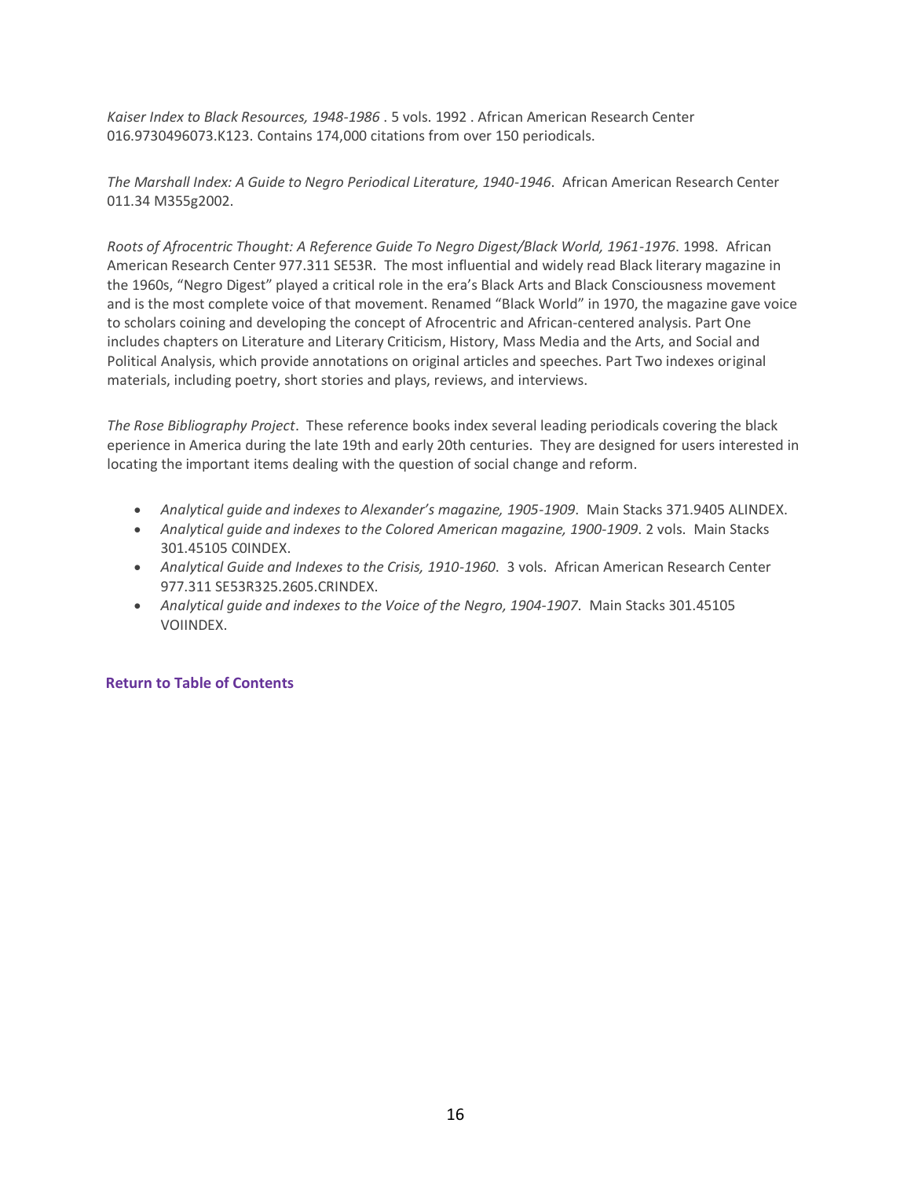*Kaiser Index to Black Resources, 1948-1986* . 5 vols. 1992 . African American Research Center 016.9730496073.K123. Contains 174,000 citations from over 150 periodicals.

*The Marshall Index: A Guide to Negro Periodical Literature, 1940-1946*. African American Research Center 011.34 M355g2002.

*Roots of Afrocentric Thought: A Reference Guide To Negro Digest/Black World, 1961-1976*. 1998. African American Research Center 977.311 SE53R. The most influential and widely read Black literary magazine in the 1960s, "Negro Digest" played a critical role in the era's Black Arts and Black Consciousness movement and is the most complete voice of that movement. Renamed "Black World" in 1970, the magazine gave voice to scholars coining and developing the concept of Afrocentric and African-centered analysis. Part One includes chapters on Literature and Literary Criticism, History, Mass Media and the Arts, and Social and Political Analysis, which provide annotations on original articles and speeches. Part Two indexes original materials, including poetry, short stories and plays, reviews, and interviews.

*The Rose Bibliography Project*. These reference books index several leading periodicals covering the black eperience in America during the late 19th and early 20th centuries. They are designed for users interested in locating the important items dealing with the question of social change and reform.

- *Analytical guide and indexes to Alexander's magazine, 1905-1909*. Main Stacks 371.9405 ALINDEX.
- *Analytical guide and indexes to the Colored American magazine, 1900-1909*. 2 vols. Main Stacks 301.45105 C0INDEX.
- *Analytical Guide and Indexes to the Crisis, 1910-1960*. 3 vols. African American Research Center 977.311 SE53R325.2605.CRINDEX.
- *Analytical guide and indexes to the Voice of the Negro, 1904-1907*. Main Stacks 301.45105 VOIINDEX.

**Return to Table of Contents**